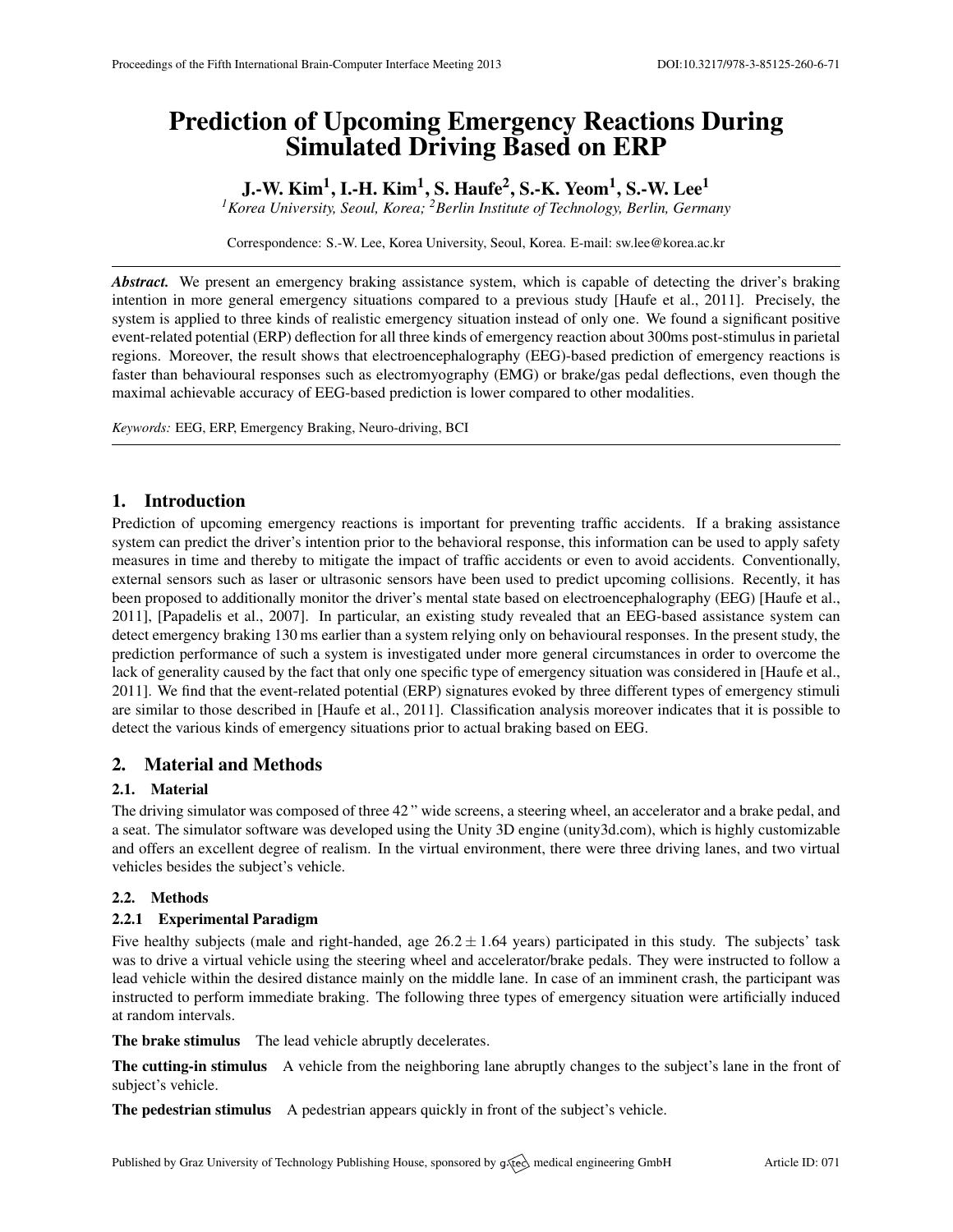# Prediction of Upcoming Emergency Reactions During Simulated Driving Based on ERP

**J.-W. Kim[1], I.-H. Kim[1], S. Haufe[2], S.-K. Yeom[1], S.-W. Lee[1]**

*[1]Korea University, Seoul, Korea; [2]Berlin Institute of Technology, Berlin, Germany*

Correspondence: S.-W. Lee, Korea University, Seoul, Korea. E-mail: sw.lee@korea.ac.kr

***Abstract.*** We present an emergency braking assistance system, which is capable of detecting the driver's braking intention in more general emergency situations compared to a previous study [Haufe et al., 2011]. Precisely, the system is applied to three kinds of realistic emergency situation instead of only one. We found a significant positive event-related potential (ERP) deflection for all three kinds of emergency reaction about 300ms post-stimulus in parietal regions. Moreover, the result shows that electroencephalography (EEG)-based prediction of emergency reactions is faster than behavioural responses such as electromyography (EMG) or brake/gas pedal deflections, even though the maximal achievable accuracy of EEG-based prediction is lower compared to other modalities.

*Keywords:* EEG, ERP, Emergency Braking, Neuro-driving, BCI

## 1. Introduction

Prediction of upcoming emergency reactions is important for preventing traffic accidents. If a braking assistance system can predict the driver's intention prior to the behavioral response, this information can be used to apply safety measures in time and thereby to mitigate the impact of traffic accidents or even to avoid accidents. Conventionally, external sensors such as laser or ultrasonic sensors have been used to predict upcoming collisions. Recently, it has been proposed to additionally monitor the driver's mental state based on electroencephalography (EEG) [Haufe et al., 2011], [Papadelis et al., 2007]. In particular, an existing study revealed that an EEG-based assistance system can detect emergency braking 130 ms earlier than a system relying only on behavioural responses. In the present study, the prediction performance of such a system is investigated under more general circumstances in order to overcome the lack of generality caused by the fact that only one specific type of emergency situation was considered in [Haufe et al., 2011]. We find that the event-related potential (ERP) signatures evoked by three different types of emergency stimuli are similar to those described in [Haufe et al., 2011]. Classification analysis moreover indicates that it is possible to detect the various kinds of emergency situations prior to actual braking based on EEG.

## 2. Material and Methods

### 2.1. Material

The driving simulator was composed of three 42 " wide screens, a steering wheel, an accelerator and a brake pedal, and a seat. The simulator software was developed using the Unity 3D engine (unity3d.com), which is highly customizable and offers an excellent degree of realism. In the virtual environment, there were three driving lanes, and two virtual vehicles besides the subject's vehicle.

### 2.2. Methods

#### 2.2.1 Experimental Paradigm

Five healthy subjects (male and right-handed, age $26.2 \pm 1.64$ years) participated in this study. The subjects' task was to drive a virtual vehicle using the steering wheel and accelerator/brake pedals. They were instructed to follow a lead vehicle within the desired distance mainly on the middle lane. In case of an imminent crash, the participant was instructed to perform immediate braking. The following three types of emergency situation were artificially induced at random intervals.

**The brake stimulus** The lead vehicle abruptly decelerates.

**The cutting-in stimulus** A vehicle from the neighboring lane abruptly changes to the subject's lane in the front of subject's vehicle.

**The pedestrian stimulus** A pedestrian appears quickly in front of the subject's vehicle.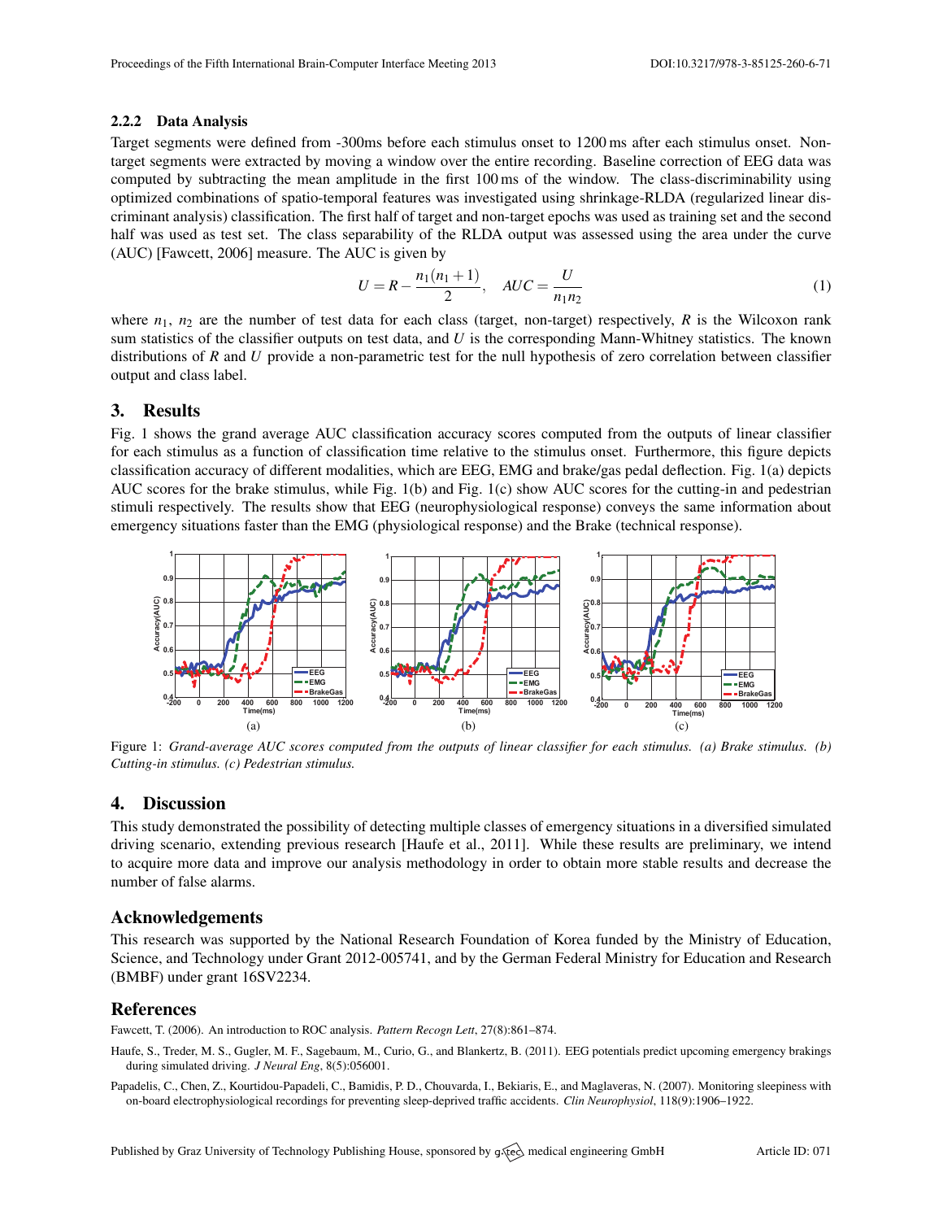### 2.2.2 Data Analysis

Target segments were defined from -300ms before each stimulus onset to 1200 ms after each stimulus onset. Non-target segments were extracted by moving a window over the entire recording. Baseline correction of EEG data was computed by subtracting the mean amplitude in the first 100 ms of the window. The class-discriminability using optimized combinations of spatio-temporal features was investigated using shrinkage-RLDA (regularized linear discriminant analysis) classification. The first half of target and non-target epochs was used as training set and the second half was used as test set. The class separability of the RLDA output was assessed using the area under the curve (AUC) [Fawcett, 2006] measure. The AUC is given by

$$U = R - \frac{n_1(n_1+1)}{2}, \quad AUC = \frac{U}{n_1 n_2} \tag{1}$$

where $n_1$, $n_2$ are the number of test data for each class (target, non-target) respectively, $R$ is the Wilcoxon rank sum statistics of the classifier outputs on test data, and $U$ is the corresponding Mann-Whitney statistics. The known distributions of $R$ and $U$ provide a non-parametric test for the null hypothesis of zero correlation between classifier output and class label.

## 3. Results

Fig. 1 shows the grand average AUC classification accuracy scores computed from the outputs of linear classifier for each stimulus as a function of classification time relative to the stimulus onset. Furthermore, this figure depicts classification accuracy of different modalities, which are EEG, EMG and brake/gas pedal deflection. Fig. 1(a) depicts AUC scores for the brake stimulus, while Fig. 1(b) and Fig. 1(c) show AUC scores for the cutting-in and pedestrian stimuli respectively. The results show that EEG (neurophysiological response) conveys the same information about emergency situations faster than the EMG (physiological response) and the Brake (technical response).

Accuracy(AUC)
Time(ms)
EEG
EMG
BrakeGas

(a) (b) (c)

Figure 1: *Grand-average AUC scores computed from the outputs of linear classifier for each stimulus. (a) Brake stimulus. (b) Cutting-in stimulus. (c) Pedestrian stimulus.*

## 4. Discussion

This study demonstrated the possibility of detecting multiple classes of emergency situations in a diversified simulated driving scenario, extending previous research [Haufe et al., 2011]. While these results are preliminary, we intend to acquire more data and improve our analysis methodology in order to obtain more stable results and decrease the number of false alarms.

## Acknowledgements

This research was supported by the National Research Foundation of Korea funded by the Ministry of Education, Science, and Technology under Grant 2012-005741, and by the German Federal Ministry for Education and Research (BMBF) under grant 16SV2234.

## References

Fawcett, T. (2006). An introduction to ROC analysis. *Pattern Recogn Lett*, 27(8):861–874.

Haufe, S., Treder, M. S., Gugler, M. F., Sagebaum, M., Curio, G., and Blankertz, B. (2011). EEG potentials predict upcoming emergency brakings during simulated driving. *J Neural Eng*, 8(5):056001.

Papadelis, C., Chen, Z., Kourtidou-Papadeli, C., Bamidis, P. D., Chouvarda, I., Bekiaris, E., and Maglaveras, N. (2007). Monitoring sleepiness with on-board electrophysiological recordings for preventing sleep-deprived traffic accidents. *Clin Neurophysiol*, 118(9):1906–1922.